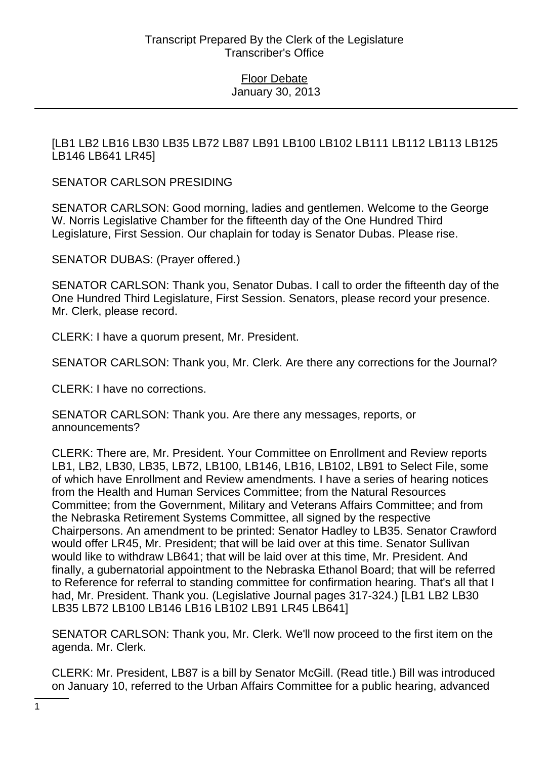[LB1 LB2 LB16 LB30 LB35 LB72 LB87 LB91 LB100 LB102 LB111 LB112 LB113 LB125 LB146 LB641 LR45]

SENATOR CARLSON PRESIDING

SENATOR CARLSON: Good morning, ladies and gentlemen. Welcome to the George W. Norris Legislative Chamber for the fifteenth day of the One Hundred Third Legislature, First Session. Our chaplain for today is Senator Dubas. Please rise.

SENATOR DUBAS: (Prayer offered.)

SENATOR CARLSON: Thank you, Senator Dubas. I call to order the fifteenth day of the One Hundred Third Legislature, First Session. Senators, please record your presence. Mr. Clerk, please record.

CLERK: I have a quorum present, Mr. President.

SENATOR CARLSON: Thank you, Mr. Clerk. Are there any corrections for the Journal?

CLERK: I have no corrections.

SENATOR CARLSON: Thank you. Are there any messages, reports, or announcements?

CLERK: There are, Mr. President. Your Committee on Enrollment and Review reports LB1, LB2, LB30, LB35, LB72, LB100, LB146, LB16, LB102, LB91 to Select File, some of which have Enrollment and Review amendments. I have a series of hearing notices from the Health and Human Services Committee; from the Natural Resources Committee; from the Government, Military and Veterans Affairs Committee; and from the Nebraska Retirement Systems Committee, all signed by the respective Chairpersons. An amendment to be printed: Senator Hadley to LB35. Senator Crawford would offer LR45, Mr. President; that will be laid over at this time. Senator Sullivan would like to withdraw LB641; that will be laid over at this time, Mr. President. And finally, a gubernatorial appointment to the Nebraska Ethanol Board; that will be referred to Reference for referral to standing committee for confirmation hearing. That's all that I had, Mr. President. Thank you. (Legislative Journal pages 317-324.) [LB1 LB2 LB30 LB35 LB72 LB100 LB146 LB16 LB102 LB91 LR45 LB641]

SENATOR CARLSON: Thank you, Mr. Clerk. We'll now proceed to the first item on the agenda. Mr. Clerk.

CLERK: Mr. President, LB87 is a bill by Senator McGill. (Read title.) Bill was introduced on January 10, referred to the Urban Affairs Committee for a public hearing, advanced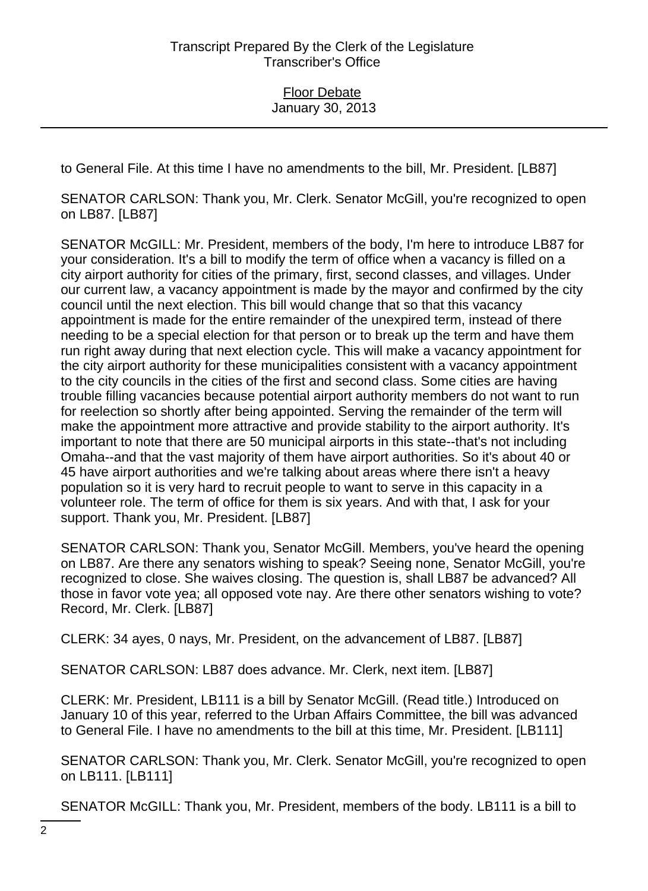to General File. At this time I have no amendments to the bill, Mr. President. [LB87]

SENATOR CARLSON: Thank you, Mr. Clerk. Senator McGill, you're recognized to open on LB87. [LB87]

SENATOR McGILL: Mr. President, members of the body, I'm here to introduce LB87 for your consideration. It's a bill to modify the term of office when a vacancy is filled on a city airport authority for cities of the primary, first, second classes, and villages. Under our current law, a vacancy appointment is made by the mayor and confirmed by the city council until the next election. This bill would change that so that this vacancy appointment is made for the entire remainder of the unexpired term, instead of there needing to be a special election for that person or to break up the term and have them run right away during that next election cycle. This will make a vacancy appointment for the city airport authority for these municipalities consistent with a vacancy appointment to the city councils in the cities of the first and second class. Some cities are having trouble filling vacancies because potential airport authority members do not want to run for reelection so shortly after being appointed. Serving the remainder of the term will make the appointment more attractive and provide stability to the airport authority. It's important to note that there are 50 municipal airports in this state--that's not including Omaha--and that the vast majority of them have airport authorities. So it's about 40 or 45 have airport authorities and we're talking about areas where there isn't a heavy population so it is very hard to recruit people to want to serve in this capacity in a volunteer role. The term of office for them is six years. And with that, I ask for your support. Thank you, Mr. President. [LB87]

SENATOR CARLSON: Thank you, Senator McGill. Members, you've heard the opening on LB87. Are there any senators wishing to speak? Seeing none, Senator McGill, you're recognized to close. She waives closing. The question is, shall LB87 be advanced? All those in favor vote yea; all opposed vote nay. Are there other senators wishing to vote? Record, Mr. Clerk. [LB87]

CLERK: 34 ayes, 0 nays, Mr. President, on the advancement of LB87. [LB87]

SENATOR CARLSON: LB87 does advance. Mr. Clerk, next item. [LB87]

CLERK: Mr. President, LB111 is a bill by Senator McGill. (Read title.) Introduced on January 10 of this year, referred to the Urban Affairs Committee, the bill was advanced to General File. I have no amendments to the bill at this time, Mr. President. [LB111]

SENATOR CARLSON: Thank you, Mr. Clerk. Senator McGill, you're recognized to open on LB111. [LB111]

SENATOR McGILL: Thank you, Mr. President, members of the body. LB111 is a bill to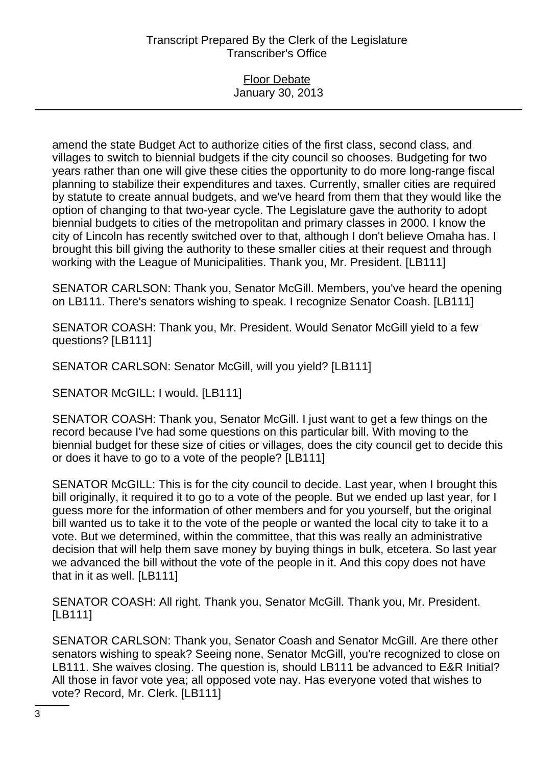amend the state Budget Act to authorize cities of the first class, second class, and villages to switch to biennial budgets if the city council so chooses. Budgeting for two years rather than one will give these cities the opportunity to do more long-range fiscal planning to stabilize their expenditures and taxes. Currently, smaller cities are required by statute to create annual budgets, and we've heard from them that they would like the option of changing to that two-year cycle. The Legislature gave the authority to adopt biennial budgets to cities of the metropolitan and primary classes in 2000. I know the city of Lincoln has recently switched over to that, although I don't believe Omaha has. I brought this bill giving the authority to these smaller cities at their request and through working with the League of Municipalities. Thank you, Mr. President. [LB111]

SENATOR CARLSON: Thank you, Senator McGill. Members, you've heard the opening on LB111. There's senators wishing to speak. I recognize Senator Coash. [LB111]

SENATOR COASH: Thank you, Mr. President. Would Senator McGill yield to a few questions? [LB111]

SENATOR CARLSON: Senator McGill, will you yield? [LB111]

SENATOR McGILL: I would. [LB111]

SENATOR COASH: Thank you, Senator McGill. I just want to get a few things on the record because I've had some questions on this particular bill. With moving to the biennial budget for these size of cities or villages, does the city council get to decide this or does it have to go to a vote of the people? [LB111]

SENATOR McGILL: This is for the city council to decide. Last year, when I brought this bill originally, it required it to go to a vote of the people. But we ended up last year, for I guess more for the information of other members and for you yourself, but the original bill wanted us to take it to the vote of the people or wanted the local city to take it to a vote. But we determined, within the committee, that this was really an administrative decision that will help them save money by buying things in bulk, etcetera. So last year we advanced the bill without the vote of the people in it. And this copy does not have that in it as well. [LB111]

SENATOR COASH: All right. Thank you, Senator McGill. Thank you, Mr. President. [LB111]

SENATOR CARLSON: Thank you, Senator Coash and Senator McGill. Are there other senators wishing to speak? Seeing none, Senator McGill, you're recognized to close on LB111. She waives closing. The question is, should LB111 be advanced to E&R Initial? All those in favor vote yea; all opposed vote nay. Has everyone voted that wishes to vote? Record, Mr. Clerk. [LB111]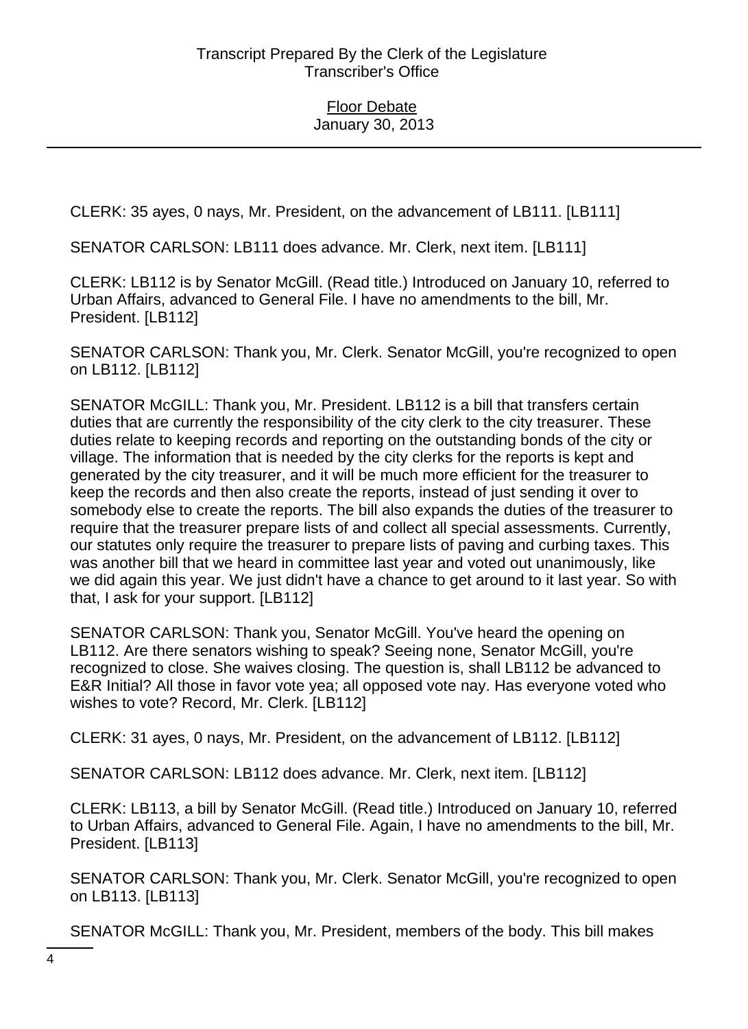CLERK: 35 ayes, 0 nays, Mr. President, on the advancement of LB111. [LB111]

SENATOR CARLSON: LB111 does advance. Mr. Clerk, next item. [LB111]

CLERK: LB112 is by Senator McGill. (Read title.) Introduced on January 10, referred to Urban Affairs, advanced to General File. I have no amendments to the bill, Mr. President. [LB112]

SENATOR CARLSON: Thank you, Mr. Clerk. Senator McGill, you're recognized to open on LB112. [LB112]

SENATOR McGILL: Thank you, Mr. President. LB112 is a bill that transfers certain duties that are currently the responsibility of the city clerk to the city treasurer. These duties relate to keeping records and reporting on the outstanding bonds of the city or village. The information that is needed by the city clerks for the reports is kept and generated by the city treasurer, and it will be much more efficient for the treasurer to keep the records and then also create the reports, instead of just sending it over to somebody else to create the reports. The bill also expands the duties of the treasurer to require that the treasurer prepare lists of and collect all special assessments. Currently, our statutes only require the treasurer to prepare lists of paving and curbing taxes. This was another bill that we heard in committee last year and voted out unanimously, like we did again this year. We just didn't have a chance to get around to it last year. So with that, I ask for your support. [LB112]

SENATOR CARLSON: Thank you, Senator McGill. You've heard the opening on LB112. Are there senators wishing to speak? Seeing none, Senator McGill, you're recognized to close. She waives closing. The question is, shall LB112 be advanced to E&R Initial? All those in favor vote yea; all opposed vote nay. Has everyone voted who wishes to vote? Record, Mr. Clerk. [LB112]

CLERK: 31 ayes, 0 nays, Mr. President, on the advancement of LB112. [LB112]

SENATOR CARLSON: LB112 does advance. Mr. Clerk, next item. [LB112]

CLERK: LB113, a bill by Senator McGill. (Read title.) Introduced on January 10, referred to Urban Affairs, advanced to General File. Again, I have no amendments to the bill, Mr. President. [LB113]

SENATOR CARLSON: Thank you, Mr. Clerk. Senator McGill, you're recognized to open on LB113. [LB113]

SENATOR McGILL: Thank you, Mr. President, members of the body. This bill makes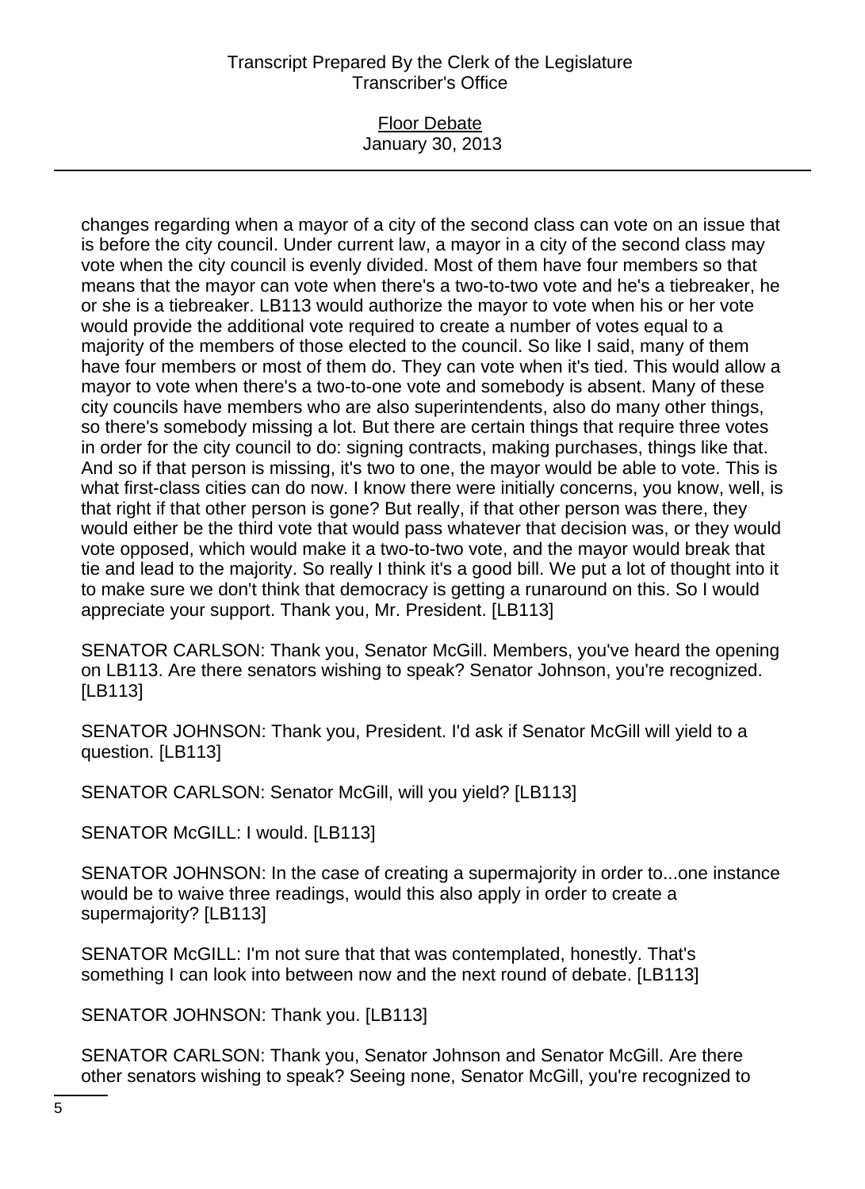changes regarding when a mayor of a city of the second class can vote on an issue that is before the city council. Under current law, a mayor in a city of the second class may vote when the city council is evenly divided. Most of them have four members so that means that the mayor can vote when there's a two-to-two vote and he's a tiebreaker, he or she is a tiebreaker. LB113 would authorize the mayor to vote when his or her vote would provide the additional vote required to create a number of votes equal to a majority of the members of those elected to the council. So like I said, many of them have four members or most of them do. They can vote when it's tied. This would allow a mayor to vote when there's a two-to-one vote and somebody is absent. Many of these city councils have members who are also superintendents, also do many other things, so there's somebody missing a lot. But there are certain things that require three votes in order for the city council to do: signing contracts, making purchases, things like that. And so if that person is missing, it's two to one, the mayor would be able to vote. This is what first-class cities can do now. I know there were initially concerns, you know, well, is that right if that other person is gone? But really, if that other person was there, they would either be the third vote that would pass whatever that decision was, or they would vote opposed, which would make it a two-to-two vote, and the mayor would break that tie and lead to the majority. So really I think it's a good bill. We put a lot of thought into it to make sure we don't think that democracy is getting a runaround on this. So I would appreciate your support. Thank you, Mr. President. [LB113]

SENATOR CARLSON: Thank you, Senator McGill. Members, you've heard the opening on LB113. Are there senators wishing to speak? Senator Johnson, you're recognized. [LB113]

SENATOR JOHNSON: Thank you, President. I'd ask if Senator McGill will yield to a question. [LB113]

SENATOR CARLSON: Senator McGill, will you yield? [LB113]

SENATOR McGILL: I would. [LB113]

SENATOR JOHNSON: In the case of creating a supermajority in order to...one instance would be to waive three readings, would this also apply in order to create a supermajority? [LB113]

SENATOR McGILL: I'm not sure that that was contemplated, honestly. That's something I can look into between now and the next round of debate. [LB113]

SENATOR JOHNSON: Thank you. [LB113]

SENATOR CARLSON: Thank you, Senator Johnson and Senator McGill. Are there other senators wishing to speak? Seeing none, Senator McGill, you're recognized to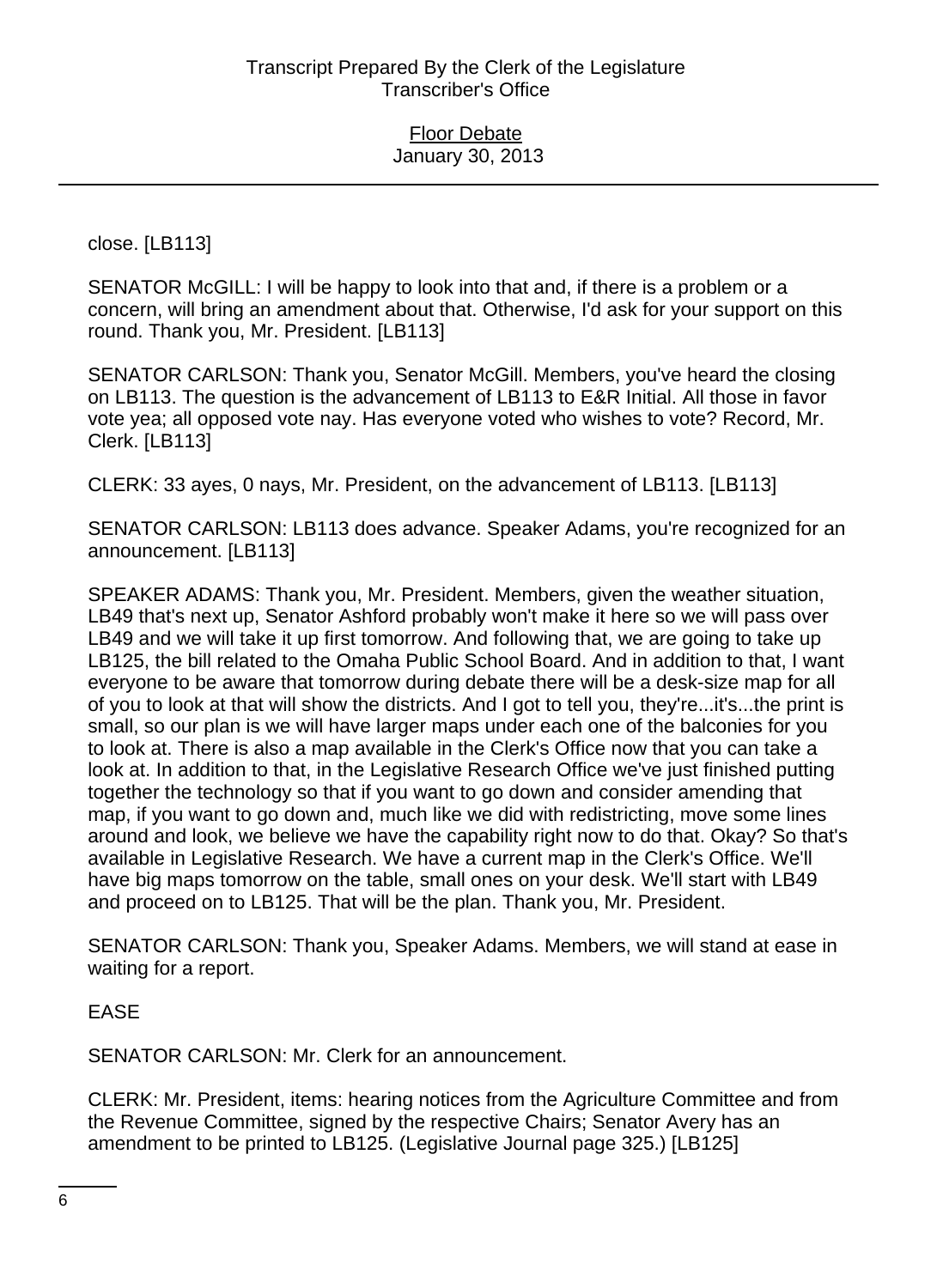close. [LB113]

SENATOR McGILL: I will be happy to look into that and, if there is a problem or a concern, will bring an amendment about that. Otherwise, I'd ask for your support on this round. Thank you, Mr. President. [LB113]

SENATOR CARLSON: Thank you, Senator McGill. Members, you've heard the closing on LB113. The question is the advancement of LB113 to E&R Initial. All those in favor vote yea; all opposed vote nay. Has everyone voted who wishes to vote? Record, Mr. Clerk. [LB113]

CLERK: 33 ayes, 0 nays, Mr. President, on the advancement of LB113. [LB113]

SENATOR CARLSON: LB113 does advance. Speaker Adams, you're recognized for an announcement. [LB113]

SPEAKER ADAMS: Thank you, Mr. President. Members, given the weather situation, LB49 that's next up, Senator Ashford probably won't make it here so we will pass over LB49 and we will take it up first tomorrow. And following that, we are going to take up LB125, the bill related to the Omaha Public School Board. And in addition to that, I want everyone to be aware that tomorrow during debate there will be a desk-size map for all of you to look at that will show the districts. And I got to tell you, they're...it's...the print is small, so our plan is we will have larger maps under each one of the balconies for you to look at. There is also a map available in the Clerk's Office now that you can take a look at. In addition to that, in the Legislative Research Office we've just finished putting together the technology so that if you want to go down and consider amending that map, if you want to go down and, much like we did with redistricting, move some lines around and look, we believe we have the capability right now to do that. Okay? So that's available in Legislative Research. We have a current map in the Clerk's Office. We'll have big maps tomorrow on the table, small ones on your desk. We'll start with LB49 and proceed on to LB125. That will be the plan. Thank you, Mr. President.

SENATOR CARLSON: Thank you, Speaker Adams. Members, we will stand at ease in waiting for a report.

EASE

SENATOR CARLSON: Mr. Clerk for an announcement.

CLERK: Mr. President, items: hearing notices from the Agriculture Committee and from the Revenue Committee, signed by the respective Chairs; Senator Avery has an amendment to be printed to LB125. (Legislative Journal page 325.) [LB125]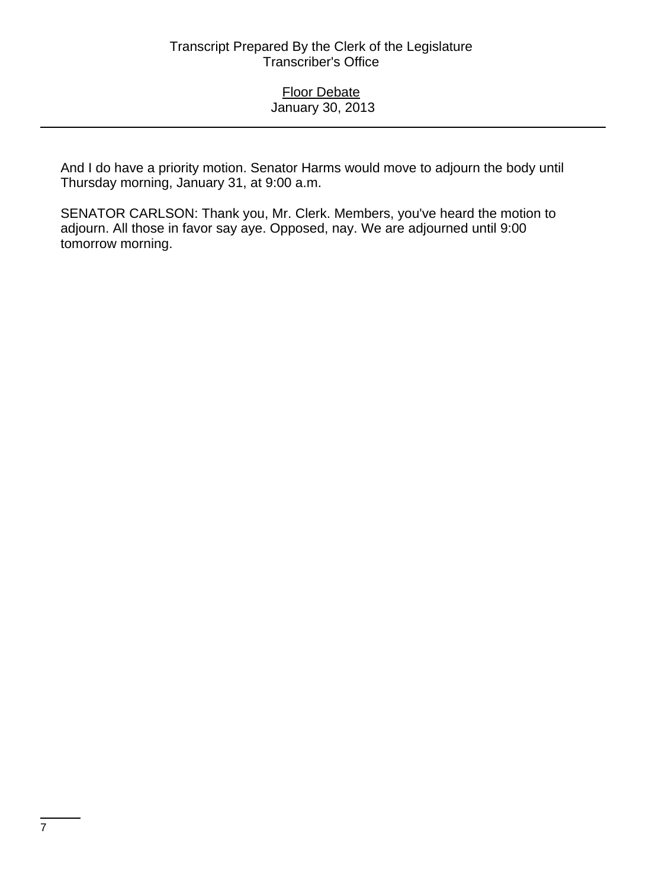And I do have a priority motion. Senator Harms would move to adjourn the body until Thursday morning, January 31, at 9:00 a.m.

SENATOR CARLSON: Thank you, Mr. Clerk. Members, you've heard the motion to adjourn. All those in favor say aye. Opposed, nay. We are adjourned until 9:00 tomorrow morning.